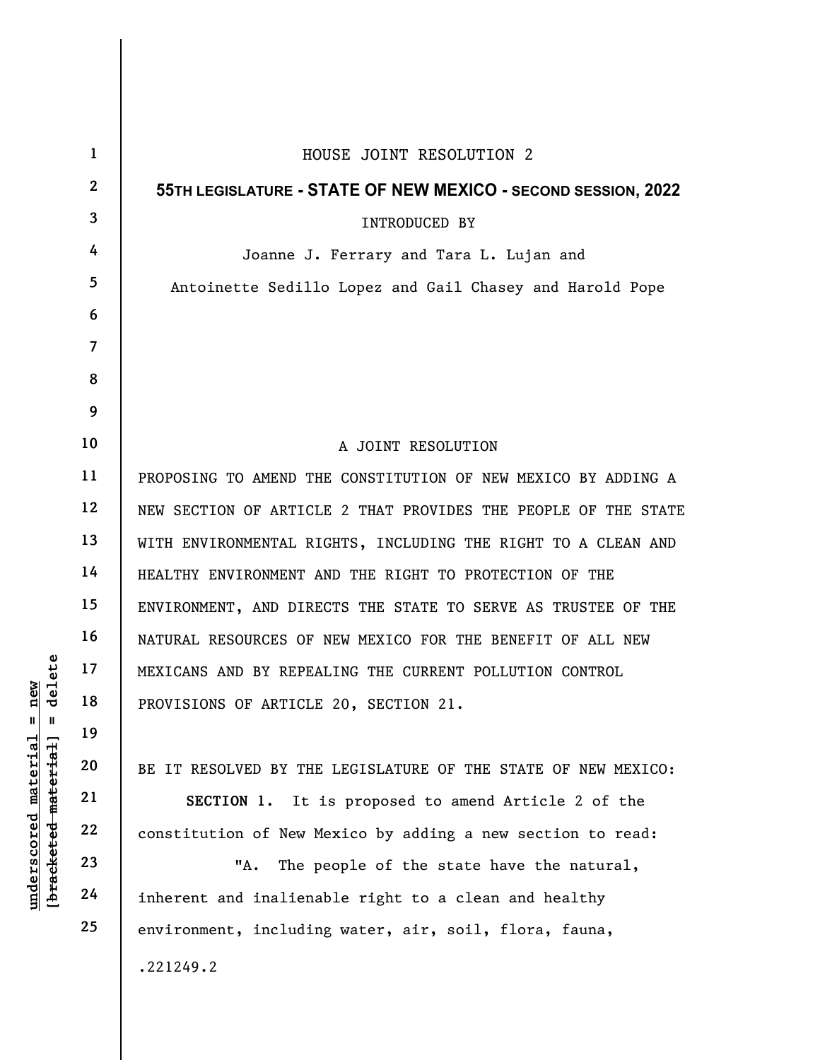HOUSE JOINT RESOLUTION 2

**55TH LEGISLATURE - STATE OF NEW MEXICO - SECOND SESSION, 2022**

INTRODUCED BY

Joanne J. Ferrary and Tara L. Lujan and

Antoinette Sedillo Lopez and Gail Chasey and Harold Pope

A JOINT RESOLUTION

PROPOSING TO AMEND THE CONSTITUTION OF NEW MEXICO BY ADDING A NEW SECTION OF ARTICLE 2 THAT PROVIDES THE PEOPLE OF THE STATE WITH ENVIRONMENTAL RIGHTS, INCLUDING THE RIGHT TO A CLEAN AND HEALTHY ENVIRONMENT AND THE RIGHT TO PROTECTION OF THE ENVIRONMENT, AND DIRECTS THE STATE TO SERVE AS TRUSTEE OF THE NATURAL RESOURCES OF NEW MEXICO FOR THE BENEFIT OF ALL NEW MEXICANS AND BY REPEALING THE CURRENT POLLUTION CONTROL PROVISIONS OF ARTICLE 20, SECTION 21.

BE IT RESOLVED BY THE LEGISLATURE OF THE STATE OF NEW MEXICO:

**SECTION 1.** It is proposed to amend Article 2 of the constitution of New Mexico by adding a new section to read:

"A. The people of the state have the natural, inherent and inalienable right to a clean and healthy environment, including water, air, soil, flora, fauna,

.221249.2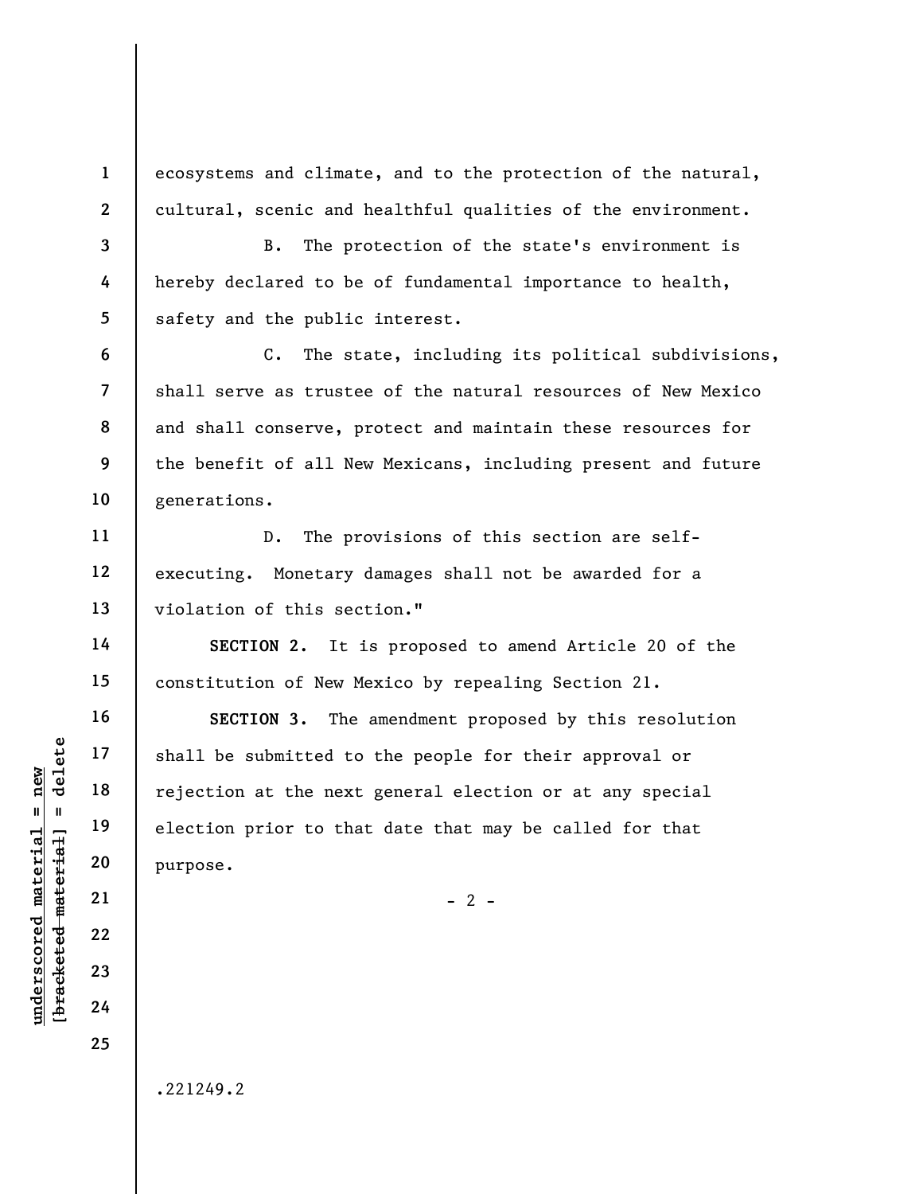ecosystems and climate, and to the protection of the natural, cultural, scenic and healthful qualities of the environment.

B. The protection of the state's environment is hereby declared to be of fundamental importance to health, safety and the public interest.

C. The state, including its political subdivisions, shall serve as trustee of the natural resources of New Mexico and shall conserve, protect and maintain these resources for the benefit of all New Mexicans, including present and future generations.

D. The provisions of this section are self-executing. Monetary damages shall not be awarded for a violation of this section."

**SECTION 2.** It is proposed to amend Article 20 of the constitution of New Mexico by repealing Section 21.

**SECTION 3.** The amendment proposed by this resolution shall be submitted to the people for their approval or rejection at the next general election or at any special election prior to that date that may be called for that purpose.

.221249.2